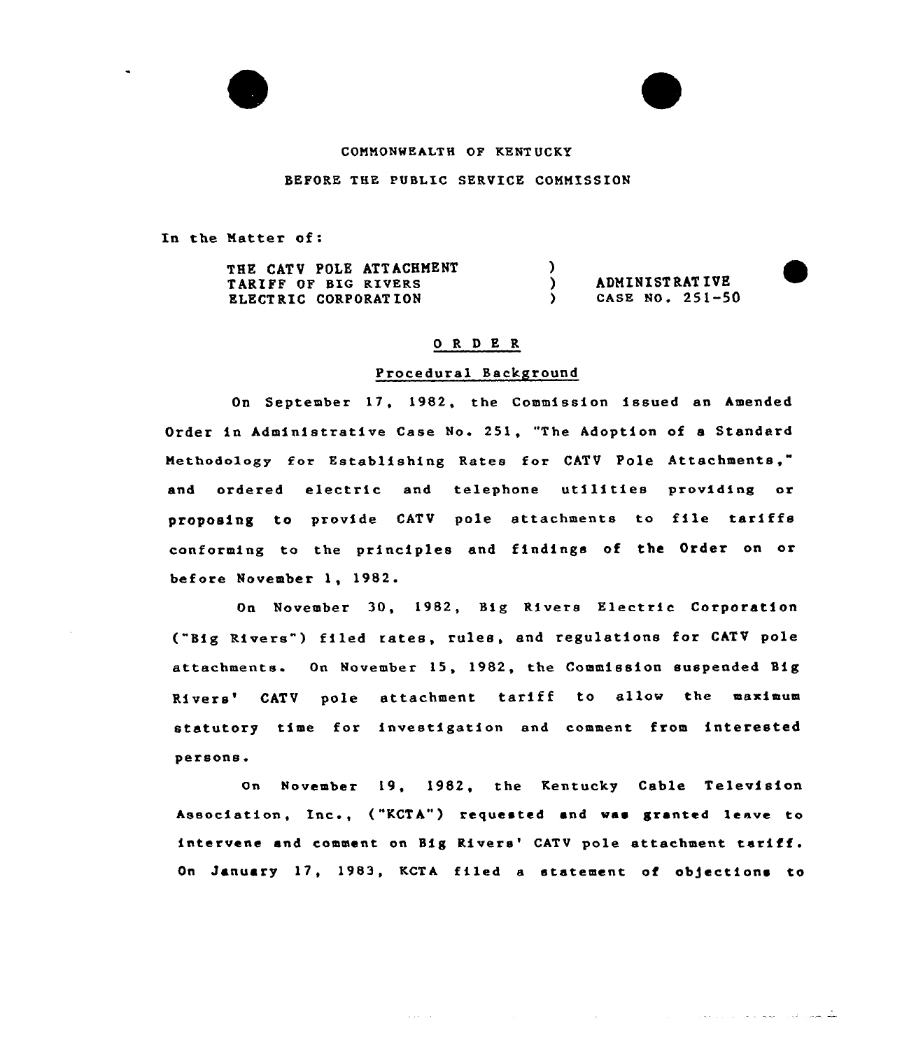COMMONWEALTH OF KENTUCKY

BEFORE THE PUBLIC SERVICE COMMISSION

In the Matter of:

THE CATV POLE ATTACHMENT TARIFF OF BIG RIVERS ELECTRIC CORPORATION ) ADMINISTRATIVE CASE NO. 251-50

## O R D E R

### Procedural Background

On September 17, 1982, the Commission issued an Amended Order in Administrative Case No. 251, "The Adoption of a Standard Methodology for Establishing Rates for CATV Pole Attachments," and ordered electric and telephone utilities providing or proposing to provide CATV pole attachments to file tariffs conforming to the principles and findings of the Order on or before November 1, 1982.

On November 30, 1982, Big Rivers Electric Corporation ("Big Rivers") filed rates, rules, and regulations for CATV pole attachments. On November 15, 1982, the Commission suspended Big Rivers' CATV pole attachment tariff to allow the maximum statutory time for investigation and comment from interested persons.

On November 19, 1982, the Kentucky Cable Television Association, Inc., ("KCTA") requested and was granted leave to intervene and comment on Big Rivers' CATV pole attachment tariff. On January 17, 1983, KCTA filed a statement of objections to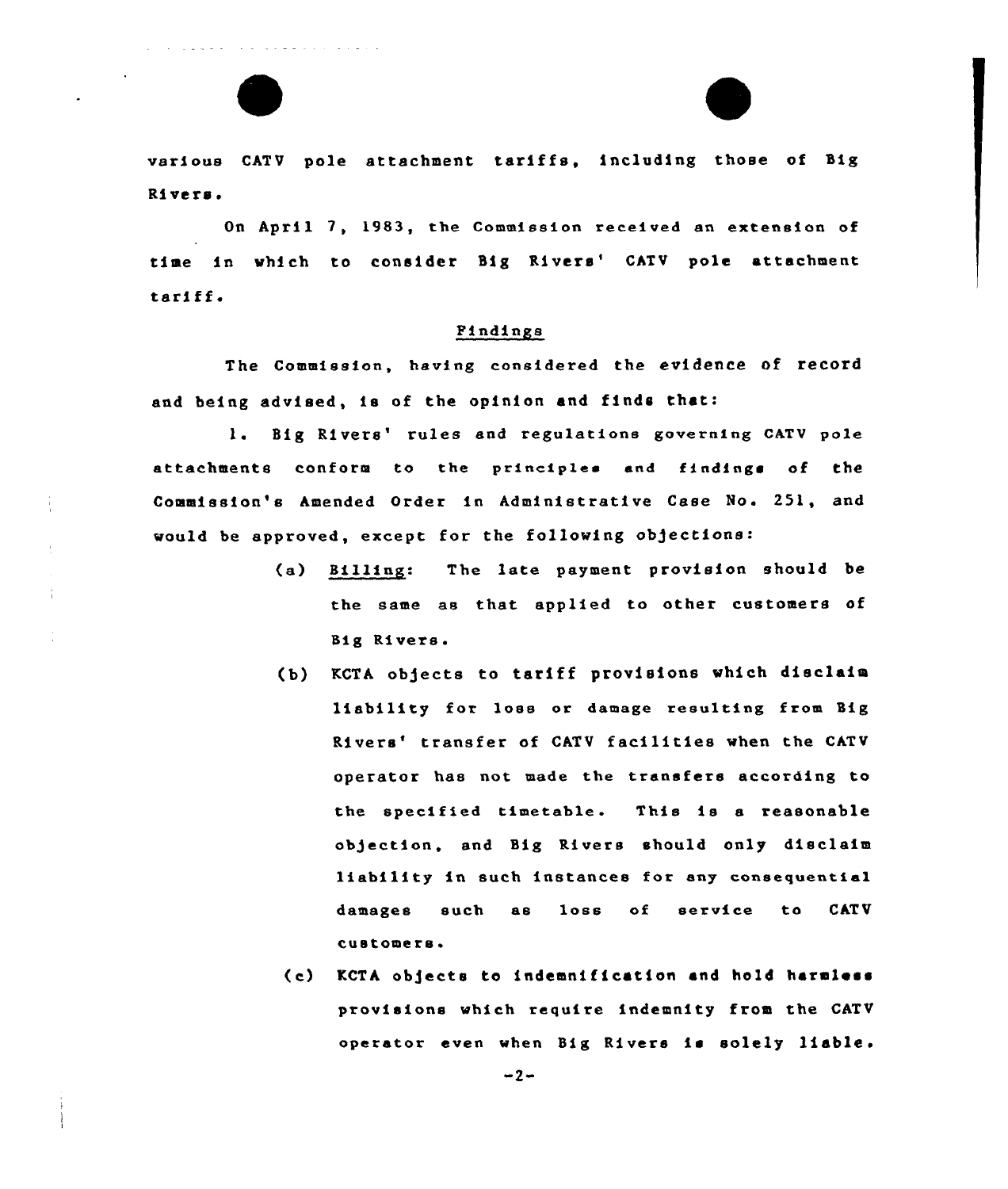various CATV pole attachment tariffs, including those of Big Rivers.

On April 7, 1983, the Commission received an extension of time in which to consider Big Rivers' CATV pole attachment tariff.

## Findings

The Commission, having considered the evidence of record and being advised, is of the opinion and finds that:

1. Big Rivers' rules and regulations governing CATV pole attachments conform to the principles and findings of the Commission's Amended Order in Administrative Case No. 251, and would be approved, except for the following objections:

   (a) Billing: The late payment provision should be the same as that applied to other customers of Big Rivers.

   (b) KCTA objects to tariff provisions which disclaim liability for loss or damage resulting from Big Rivers' transfer of CATV facilities when the CATV operator has not made the transfers according to the specified timetable. This is a reasonable objection, and Big Rivers should only disclaim liability in such instances for any consequential damages such as loss of service to CATV customers.

   (c) KCTA objects to indemnification and hold harmless provisions which require indemnity from the CATV operator even when Big Rivers is solely liable.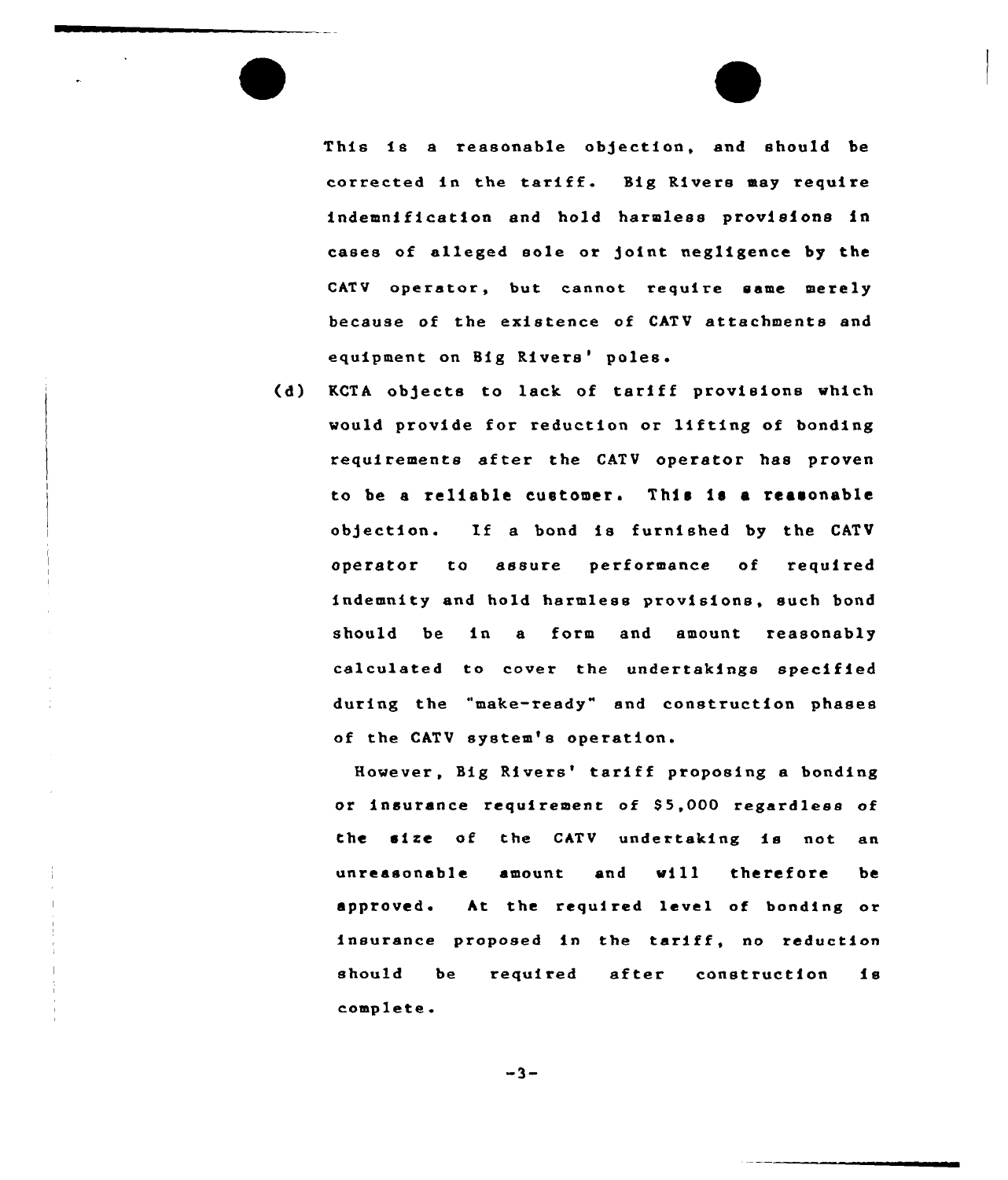This is a reasonable objection, and should be corrected in the tariff. Big Rivers may require indemnification and hold harmless provisions in cases of alleged sole or joint negligence by the CATV operator, but cannot require same merely because of the existence of CATV attachments and equipment on Big Rivers' poles.

(d) KCTA objects to lack of tariff provisions which would provide for reduction or lifting of bonding requirements after the CATV operator has proven to be a reliable customer. This is a reasonable objection. If a bond is furnished by the CATV operator to assure performance of required indemnity and hold harmless provisions, such bond should be in a form and amount reasonably calculated to cover the undertakings specified during the "make-ready" and construction phases of the CATV system's operation.

However, Big Rivers' tariff proposing a bonding or insurance requirement of $5,000 regardless of the size of the CATV undertaking is not an unreasonable amount and will therefore be approved. At the required level of bonding or insurance proposed in the tariff, no reduction should be required after construction is complete.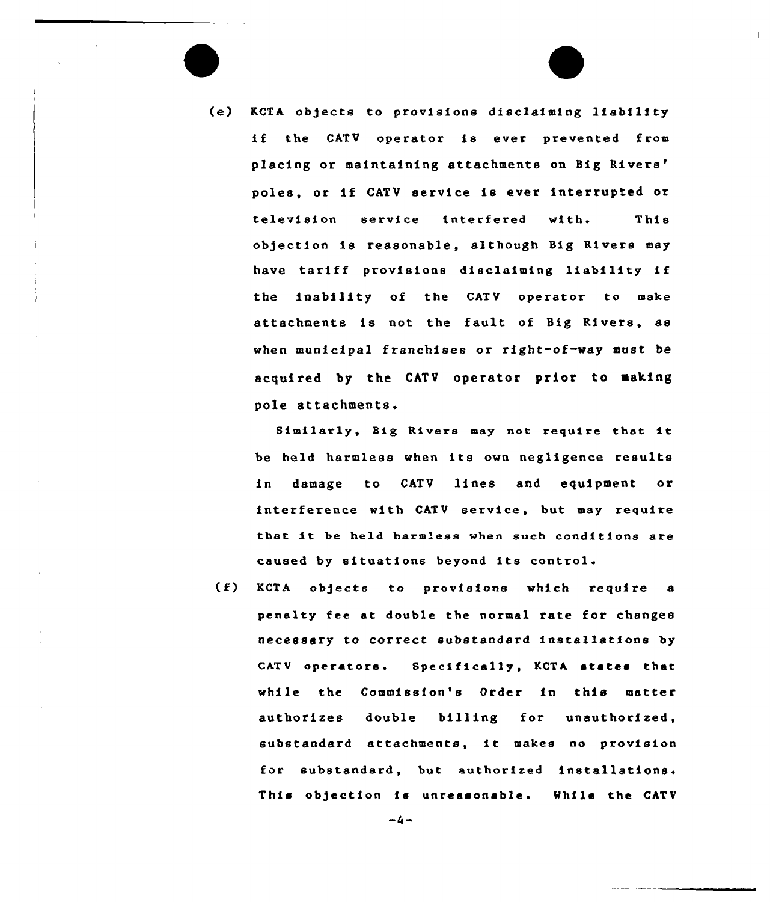(e) KCTA objects to provisions disclaiming liability if the CATV operator is ever prevented from placing or maintaining attachments on Big Rivers' poles, or if CATV service is ever interrupted or television service interfered with. This objection is reasonable, although Big Rivers may have tariff provisions disclaiming liability if the inability of the CATV operator to make attachments is not the fault of Big Rivers, as when municipal franchises or right-of-way must be acquired by the CATV operator prior to making pole attachments.

   Similarly, Big Rivers may not require that it be held harmless when its own negligence results in damage to CATV lines and equipment or interference with CATV service, but may require that it be held harmless when such conditions are caused by situations beyond its control.

(f) KCTA objects to provisions which require a penalty fee at double the normal rate for changes necessary to correct substandard installations by CATV operators. Specifically, KCTA states that while the Commission's Order in this matter authorizes double billing for unauthorized, substandard attachments, it makes no provision for substandard, but authorized installations. This objection is unreasonable. While the CATV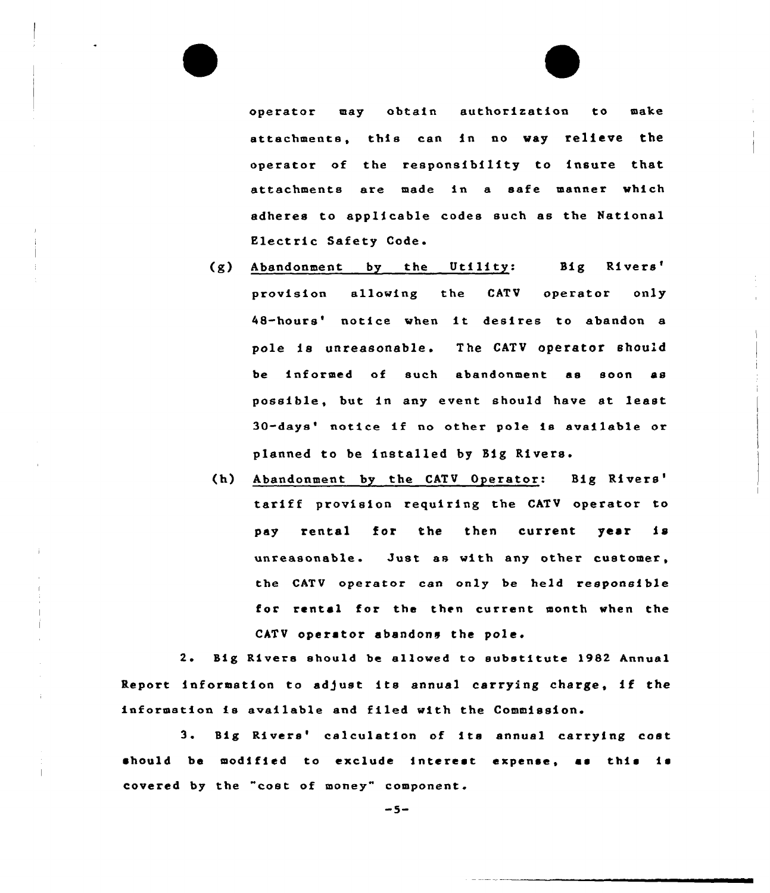operator may obtain authorization to make attachments, this can in no way relieve the operator of the responsibility to insure that attachments are made in a safe manner which adheres to applicable codes such as the National Electric Safety Code.

(g) Abandonment by the Utility: Big Rivers' provision allowing the CATV operator only 48-hours' notice when it desires to abandon a pole is unreasonable. The CATV operator should be informed of such abandonment as soon as possible, but in any event should have at least 30-days' notice if no other pole is available or planned to be installed by Big Rivers.

(h) Abandonment by the CATV Operator: Big Rivers' tariff provision requiring the CATV operator to pay rental for the then current year is unreasonable. Just as with any other customer, the CATV operator can only be held responsible for rental for the then current month when the CATV operator abandons the pole.

2. Big Rivers should be allowed to substitute 1982 Annual Report information to adjust its annual carrying charge, if the information is available and filed with the Commission.

3. Big Rivers' calculation of its annual carrying cost should be modified to exclude interest expense, as this is covered by the "cost of money" component.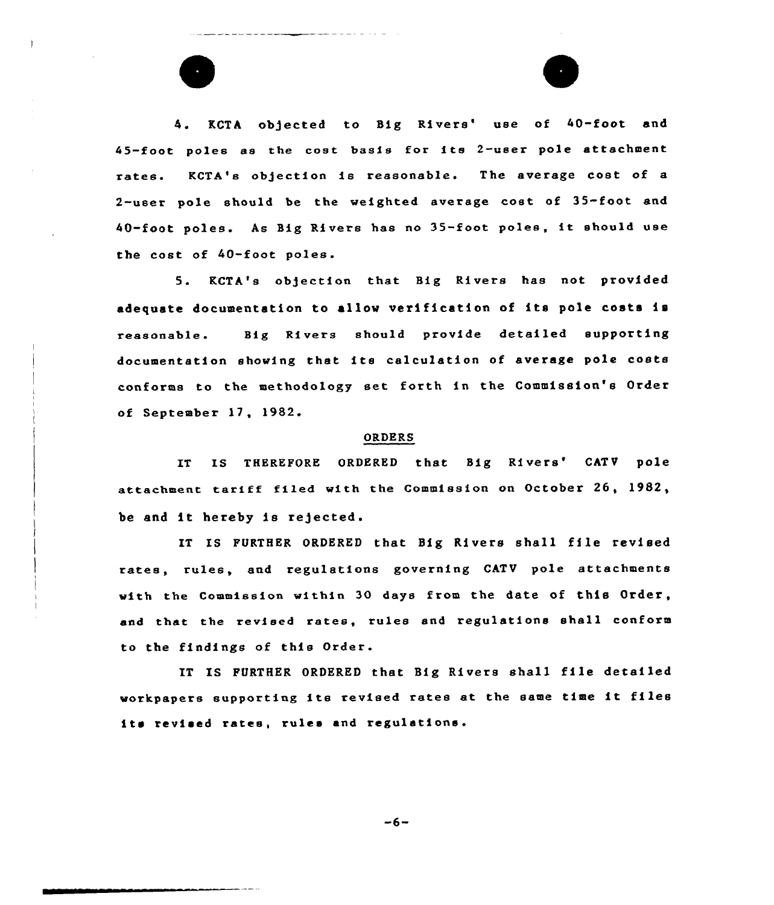4. KCTA objected to Big Rivers' use of 40-foot and 45-foot poles as the cost basis for its 2-user pole attachment rates. KCTA's objection is reasonable. The average cost of a 2-user pole should be the weighted average cost of 35-foot and 40-foot poles. As Big Rivers has no 35-foot poles, it should use the cost of 40-foot poles.

5. KCTA's objection that Big Rivers has not provided adequate documentation to allow verification of its pole costs is reasonable. Big Rivers should provide detailed supporting documentation showing that its calculation of average pole costs conforms to the methodology set forth in the Commission's Order of September 17, 1982.

## ORDERS

IT IS THEREFORE ORDERED that Big Rivers' CATV pole attachment tariff filed with the Commission on October 26, 1982, be and it hereby is rejected.

IT IS FURTHER ORDERED that Big Rivers shall file revised rates, rules, and regulations governing CATV pole attachments with the Commission within 30 days from the date of this Order, and that the revised rates, rules and regulations shall conform to the findings of this Order.

IT IS FURTHER ORDERED that Big Rivers shall file detailed workpapers supporting its revised rates at the same time it files its revised rates, rules and regulations.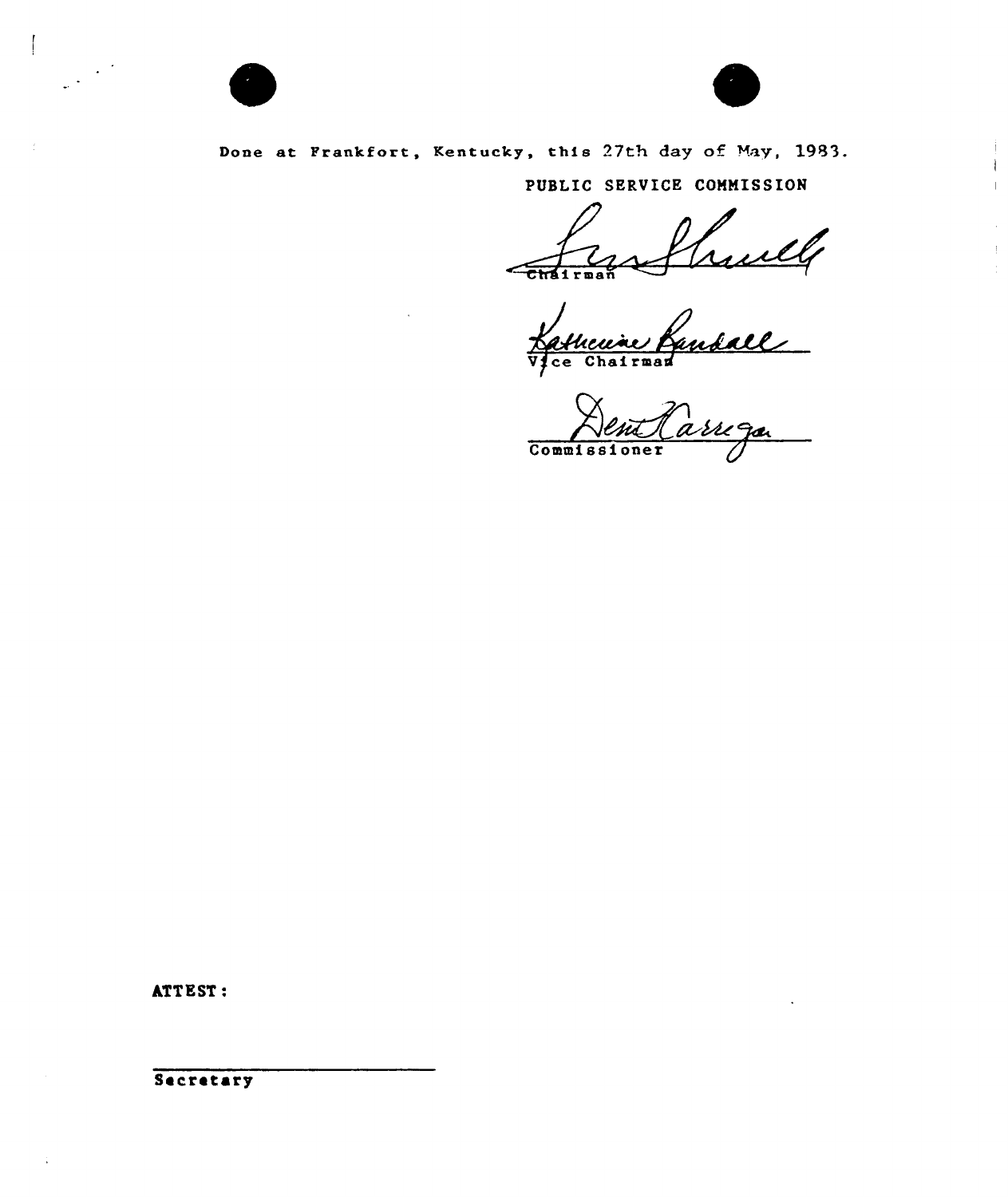Done at Frankfort, Kentucky, this 27th day of May, 1983.

PUBLIC SERVICE COMMISSION

Chairman

Vice Chairman

Commissioner

ATTEST:

Secretary